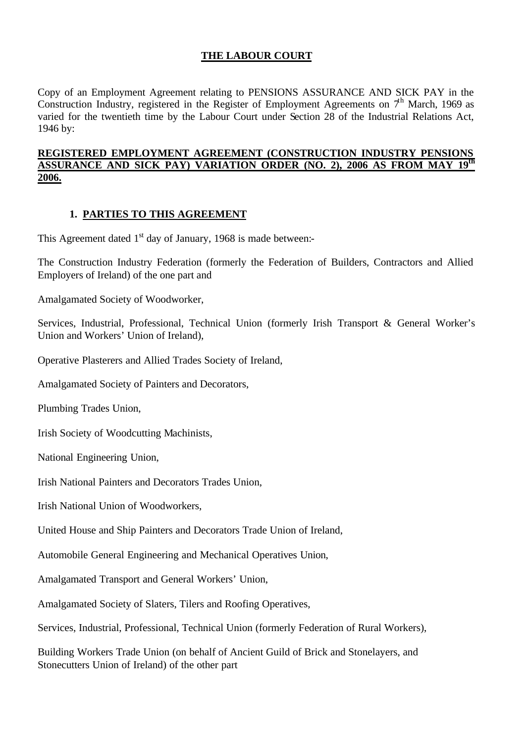# THE LABOUR COURT

Copy of an Employment Agreement relating to PENSIONS ASSURANCE AND SICK PAY in the Construction Industry, registered in the Register of Employment Agreements on 7th March, 1969 as varied for the twentieth time by the Labour Court under Section 28 of the Industrial Relations Act, 1946 by:

**REGISTERED EMPLOYMENT AGREEMENT (CONSTRUCTION INDUSTRY PENSIONS ASSURANCE AND SICK PAY) VARIATION ORDER (NO. 2), 2006 AS FROM MAY 19th 2006.**

## 1. PARTIES TO THIS AGREEMENT

This Agreement dated 1st day of January, 1968 is made between:-

The Construction Industry Federation (formerly the Federation of Builders, Contractors and Allied Employers of Ireland) of the one part and

Amalgamated Society of Woodworker,

Services, Industrial, Professional, Technical Union (formerly Irish Transport & General Worker's Union and Workers' Union of Ireland),

Operative Plasterers and Allied Trades Society of Ireland,

Amalgamated Society of Painters and Decorators,

Plumbing Trades Union,

Irish Society of Woodcutting Machinists,

National Engineering Union,

Irish National Painters and Decorators Trades Union,

Irish National Union of Woodworkers,

United House and Ship Painters and Decorators Trade Union of Ireland,

Automobile General Engineering and Mechanical Operatives Union,

Amalgamated Transport and General Workers' Union,

Amalgamated Society of Slaters, Tilers and Roofing Operatives,

Services, Industrial, Professional, Technical Union (formerly Federation of Rural Workers),

Building Workers Trade Union (on behalf of Ancient Guild of Brick and Stonelayers, and Stonecutters Union of Ireland) of the other part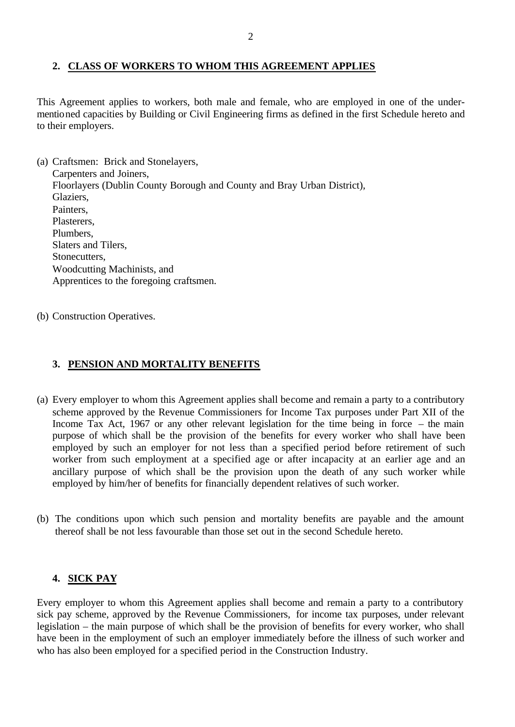## 2. CLASS OF WORKERS TO WHOM THIS AGREEMENT APPLIES

This Agreement applies to workers, both male and female, who are employed in one of the under-mentioned capacities by Building or Civil Engineering firms as defined in the first Schedule hereto and to their employers.

(a) Craftsmen: Brick and Stonelayers,
  Carpenters and Joiners,
  Floorlayers (Dublin County Borough and County and Bray Urban District),
  Glaziers,
  Painters,
  Plasterers,
  Plumbers,
  Slaters and Tilers,
  Stonecutters,
  Woodcutting Machinists, and
  Apprentices to the foregoing craftsmen.

(b) Construction Operatives.

## 3. PENSION AND MORTALITY BENEFITS

(a) Every employer to whom this Agreement applies shall become and remain a party to a contributory scheme approved by the Revenue Commissioners for Income Tax purposes under Part XII of the Income Tax Act, 1967 or any other relevant legislation for the time being in force – the main purpose of which shall be the provision of the benefits for every worker who shall have been employed by such an employer for not less than a specified period before retirement of such worker from such employment at a specified age or after incapacity at an earlier age and an ancillary purpose of which shall be the provision upon the death of any such worker while employed by him/her of benefits for financially dependent relatives of such worker.

(b) The conditions upon which such pension and mortality benefits are payable and the amount thereof shall be not less favourable than those set out in the second Schedule hereto.

## 4. SICK PAY

Every employer to whom this Agreement applies shall become and remain a party to a contributory sick pay scheme, approved by the Revenue Commissioners, for income tax purposes, under relevant legislation – the main purpose of which shall be the provision of benefits for every worker, who shall have been in the employment of such an employer immediately before the illness of such worker and who has also been employed for a specified period in the Construction Industry.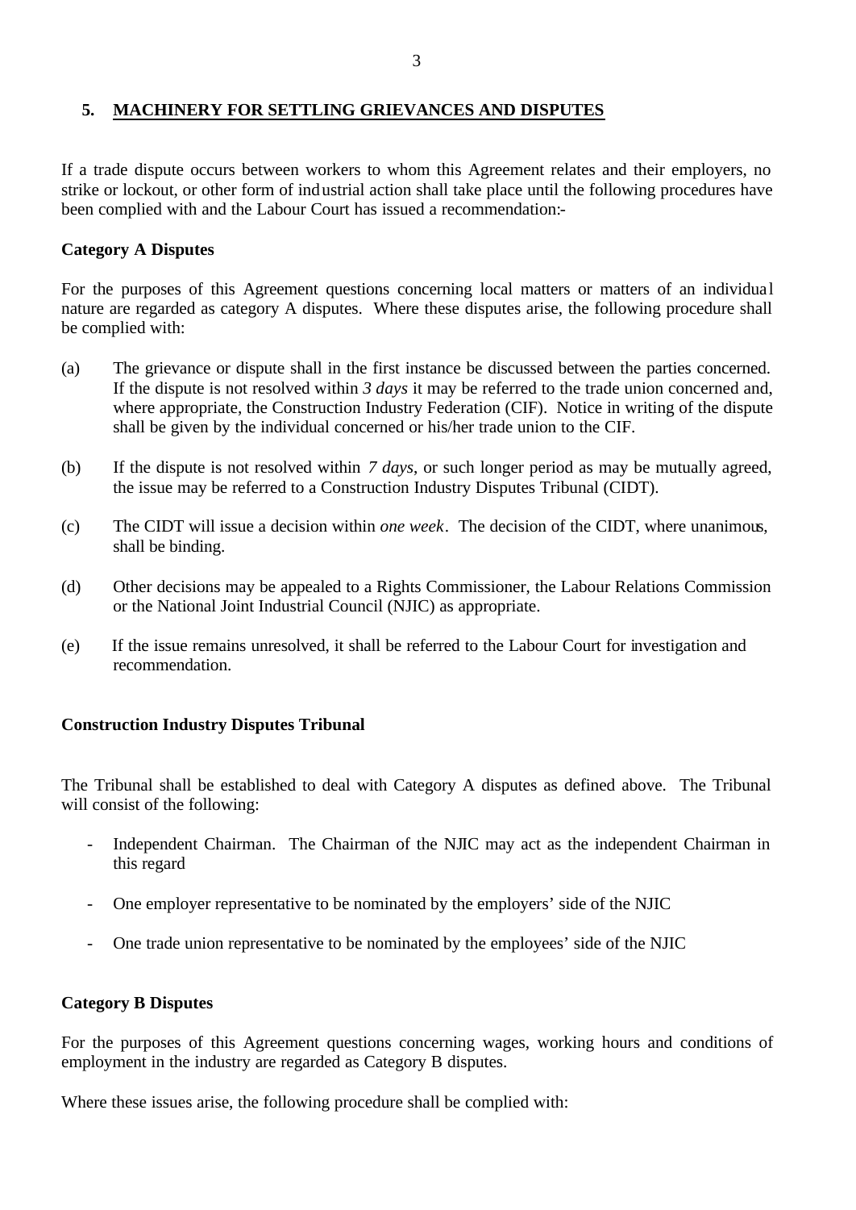## 5. MACHINERY FOR SETTLING GRIEVANCES AND DISPUTES

If a trade dispute occurs between workers to whom this Agreement relates and their employers, no strike or lockout, or other form of industrial action shall take place until the following procedures have been complied with and the Labour Court has issued a recommendation:-

**Category A Disputes**

For the purposes of this Agreement questions concerning local matters or matters of an individual nature are regarded as category A disputes. Where these disputes arise, the following procedure shall be complied with:

(a) The grievance or dispute shall in the first instance be discussed between the parties concerned. If the dispute is not resolved within *3 days* it may be referred to the trade union concerned and, where appropriate, the Construction Industry Federation (CIF). Notice in writing of the dispute shall be given by the individual concerned or his/her trade union to the CIF.

(b) If the dispute is not resolved within *7 days*, or such longer period as may be mutually agreed, the issue may be referred to a Construction Industry Disputes Tribunal (CIDT).

(c) The CIDT will issue a decision within *one week*. The decision of the CIDT, where unanimous, shall be binding.

(d) Other decisions may be appealed to a Rights Commissioner, the Labour Relations Commission or the National Joint Industrial Council (NJIC) as appropriate.

(e) If the issue remains unresolved, it shall be referred to the Labour Court for investigation and recommendation.

**Construction Industry Disputes Tribunal**

The Tribunal shall be established to deal with Category A disputes as defined above. The Tribunal will consist of the following:

- Independent Chairman. The Chairman of the NJIC may act as the independent Chairman in this regard
- One employer representative to be nominated by the employers' side of the NJIC
- One trade union representative to be nominated by the employees' side of the NJIC

**Category B Disputes**

For the purposes of this Agreement questions concerning wages, working hours and conditions of employment in the industry are regarded as Category B disputes.

Where these issues arise, the following procedure shall be complied with: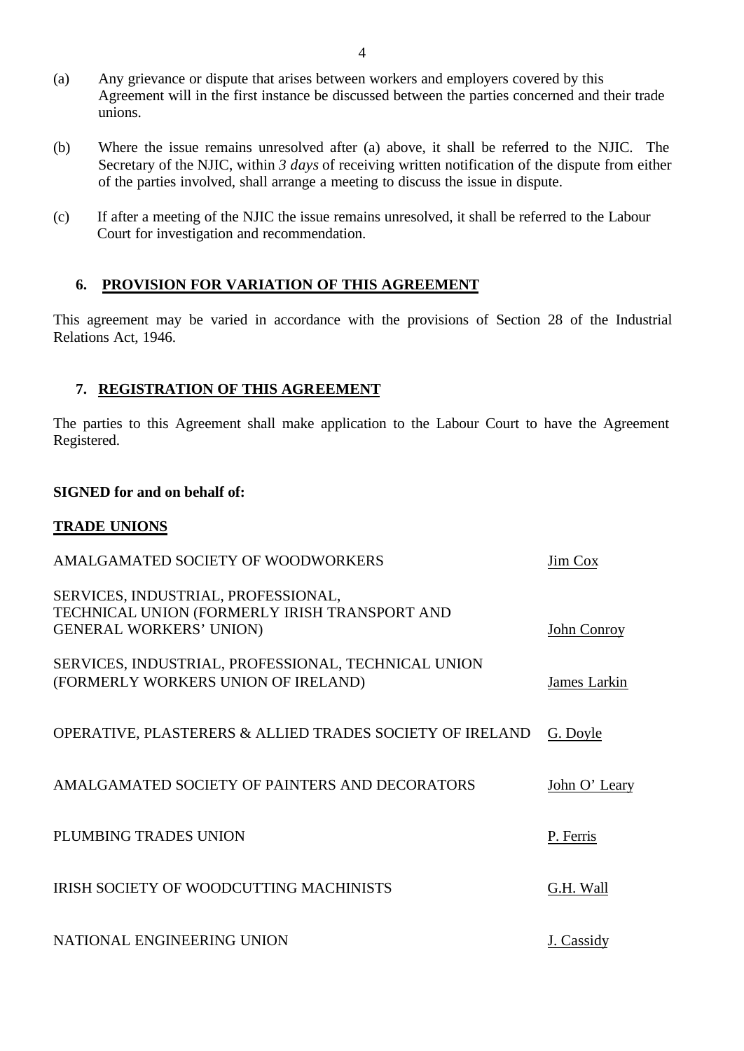(a) Any grievance or dispute that arises between workers and employers covered by this Agreement will in the first instance be discussed between the parties concerned and their trade unions.

(b) Where the issue remains unresolved after (a) above, it shall be referred to the NJIC. The Secretary of the NJIC, within *3 days* of receiving written notification of the dispute from either of the parties involved, shall arrange a meeting to discuss the issue in dispute.

(c) If after a meeting of the NJIC the issue remains unresolved, it shall be referred to the Labour Court for investigation and recommendation.

## 6. PROVISION FOR VARIATION OF THIS AGREEMENT

This agreement may be varied in accordance with the provisions of Section 28 of the Industrial Relations Act, 1946.

## 7. REGISTRATION OF THIS AGREEMENT

The parties to this Agreement shall make application to the Labour Court to have the Agreement Registered.

**SIGNED for and on behalf of:**

**TRADE UNIONS**

| | |
|---|---|
| AMALGAMATED SOCIETY OF WOODWORKERS | Jim Cox |
| SERVICES, INDUSTRIAL, PROFESSIONAL, TECHNICAL UNION (FORMERLY IRISH TRANSPORT AND GENERAL WORKERS' UNION) | John Conroy |
| SERVICES, INDUSTRIAL, PROFESSIONAL, TECHNICAL UNION (FORMERLY WORKERS UNION OF IRELAND) | James Larkin |
| OPERATIVE, PLASTERERS & ALLIED TRADES SOCIETY OF IRELAND | G. Doyle |
| AMALGAMATED SOCIETY OF PAINTERS AND DECORATORS | John O' Leary |
| PLUMBING TRADES UNION | P. Ferris |
| IRISH SOCIETY OF WOODCUTTING MACHINISTS | G.H. Wall |
| NATIONAL ENGINEERING UNION | J. Cassidy |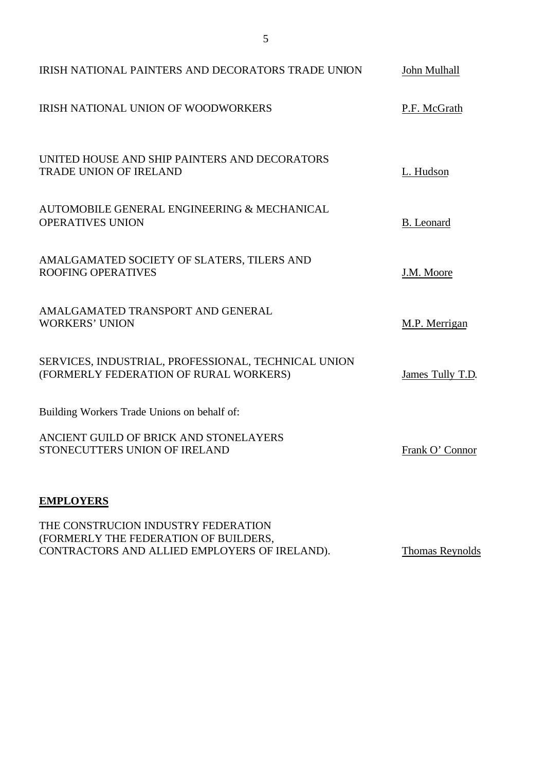IRISH NATIONAL PAINTERS AND DECORATORS TRADE UNION — John Mulhall

IRISH NATIONAL UNION OF WOODWORKERS — P.F. McGrath

UNITED HOUSE AND SHIP PAINTERS AND DECORATORS TRADE UNION OF IRELAND — L. Hudson

AUTOMOBILE GENERAL ENGINEERING & MECHANICAL OPERATIVES UNION — B. Leonard

AMALGAMATED SOCIETY OF SLATERS, TILERS AND ROOFING OPERATIVES — J.M. Moore

AMALGAMATED TRANSPORT AND GENERAL WORKERS' UNION — M.P. Merrigan

SERVICES, INDUSTRIAL, PROFESSIONAL, TECHNICAL UNION (FORMERLY FEDERATION OF RURAL WORKERS) — James Tully T.D.

Building Workers Trade Unions on behalf of:

ANCIENT GUILD OF BRICK AND STONELAYERS STONECUTTERS UNION OF IRELAND — Frank O' Connor

**EMPLOYERS**

THE CONSTRUCION INDUSTRY FEDERATION (FORMERLY THE FEDERATION OF BUILDERS, CONTRACTORS AND ALLIED EMPLOYERS OF IRELAND). — Thomas Reynolds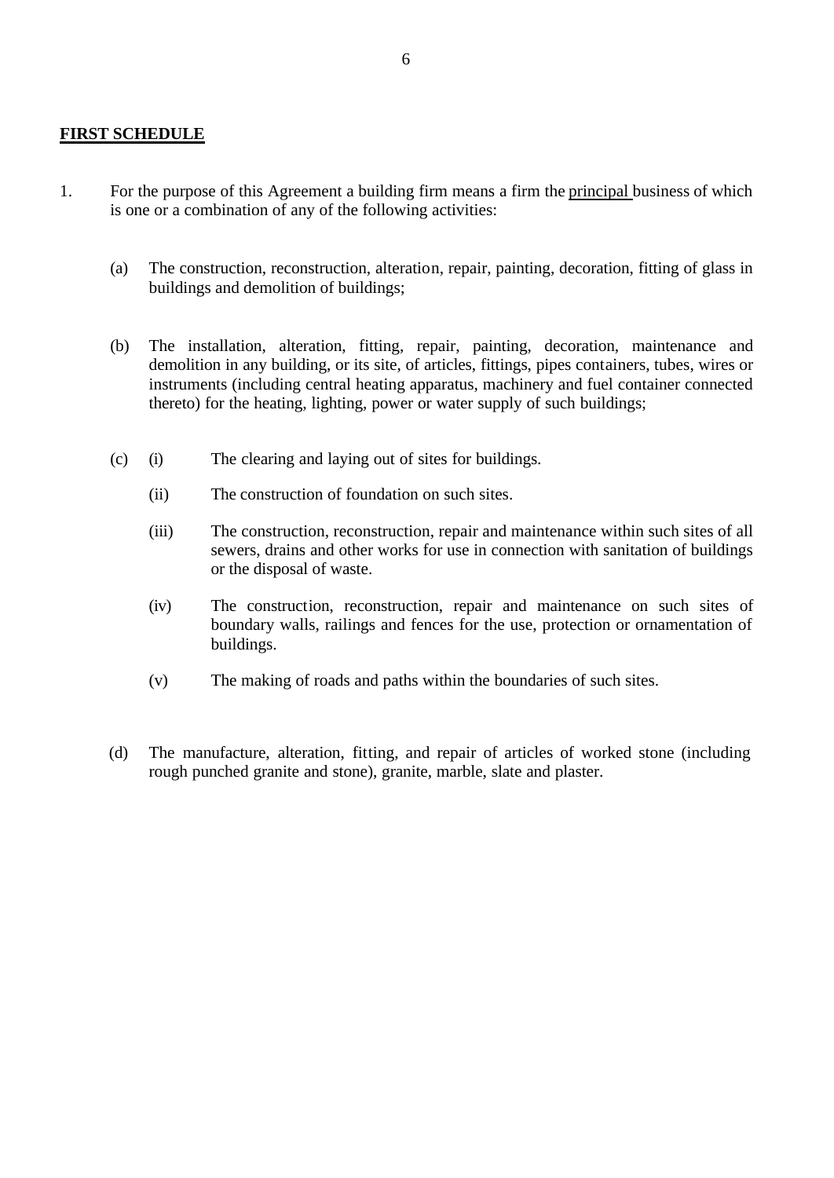## FIRST SCHEDULE

1. For the purpose of this Agreement a building firm means a firm the <u>principal</u> business of which is one or a combination of any of the following activities:

   (a) The construction, reconstruction, alteration, repair, painting, decoration, fitting of glass in buildings and demolition of buildings;

   (b) The installation, alteration, fitting, repair, painting, decoration, maintenance and demolition in any building, or its site, of articles, fittings, pipes containers, tubes, wires or instruments (including central heating apparatus, machinery and fuel container connected thereto) for the heating, lighting, power or water supply of such buildings;

   (c) (i) The clearing and laying out of sites for buildings.

   (ii) The construction of foundation on such sites.

   (iii) The construction, reconstruction, repair and maintenance within such sites of all sewers, drains and other works for use in connection with sanitation of buildings or the disposal of waste.

   (iv) The construction, reconstruction, repair and maintenance on such sites of boundary walls, railings and fences for the use, protection or ornamentation of buildings.

   (v) The making of roads and paths within the boundaries of such sites.

   (d) The manufacture, alteration, fitting, and repair of articles of worked stone (including rough punched granite and stone), granite, marble, slate and plaster.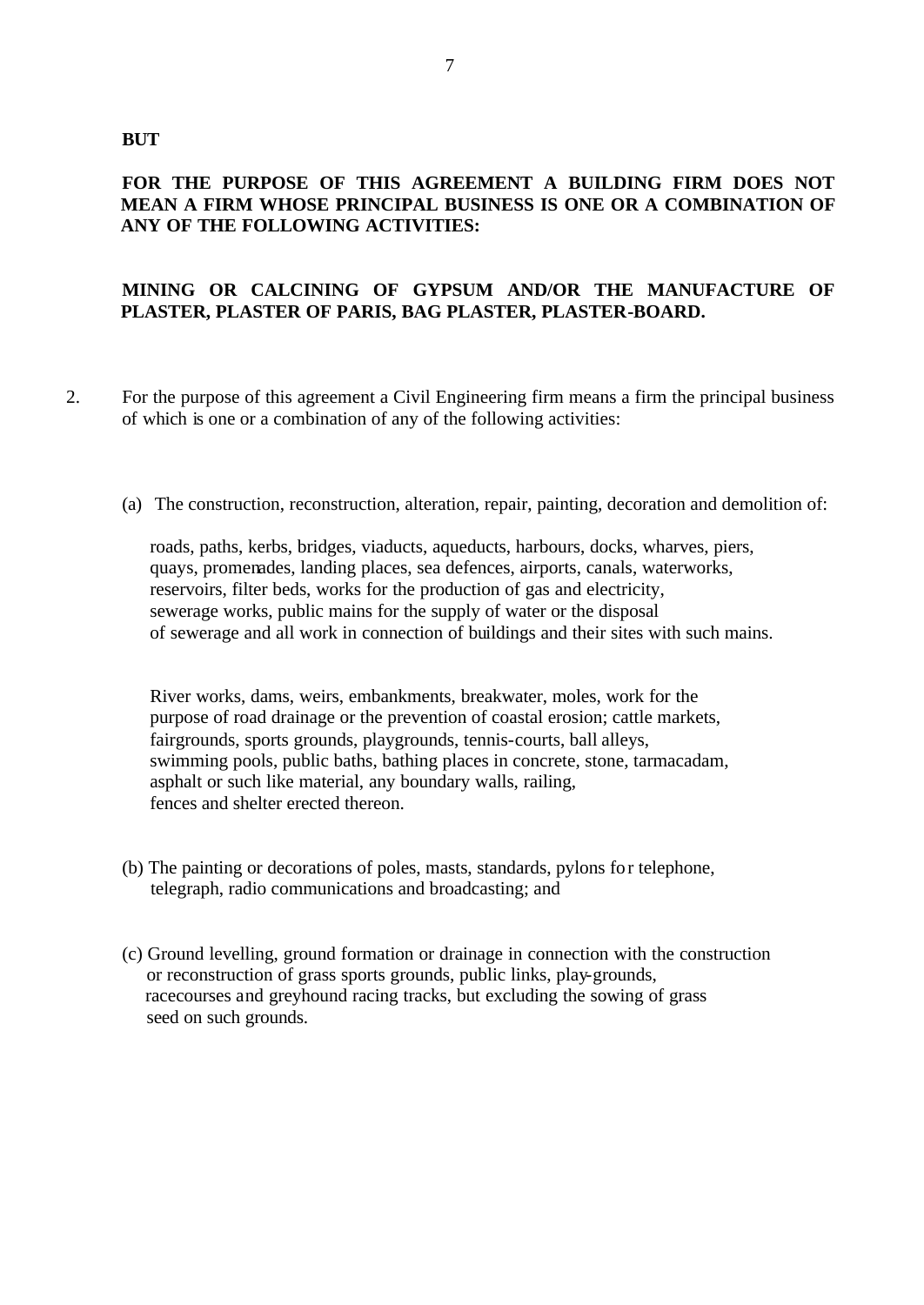**BUT**

**FOR THE PURPOSE OF THIS AGREEMENT A BUILDING FIRM DOES NOT MEAN A FIRM WHOSE PRINCIPAL BUSINESS IS ONE OR A COMBINATION OF ANY OF THE FOLLOWING ACTIVITIES:**

**MINING OR CALCINING OF GYPSUM AND/OR THE MANUFACTURE OF PLASTER, PLASTER OF PARIS, BAG PLASTER, PLASTER-BOARD.**

2. For the purpose of this agreement a Civil Engineering firm means a firm the principal business of which is one or a combination of any of the following activities:

(a) The construction, reconstruction, alteration, repair, painting, decoration and demolition of:

roads, paths, kerbs, bridges, viaducts, aqueducts, harbours, docks, wharves, piers, quays, promenades, landing places, sea defences, airports, canals, waterworks, reservoirs, filter beds, works for the production of gas and electricity, sewerage works, public mains for the supply of water or the disposal of sewerage and all work in connection of buildings and their sites with such mains.

River works, dams, weirs, embankments, breakwater, moles, work for the purpose of road drainage or the prevention of coastal erosion; cattle markets, fairgrounds, sports grounds, playgrounds, tennis-courts, ball alleys, swimming pools, public baths, bathing places in concrete, stone, tarmacadam, asphalt or such like material, any boundary walls, railing, fences and shelter erected thereon.

(b) The painting or decorations of poles, masts, standards, pylons for telephone, telegraph, radio communications and broadcasting; and

(c) Ground levelling, ground formation or drainage in connection with the construction or reconstruction of grass sports grounds, public links, play-grounds, racecourses and greyhound racing tracks, but excluding the sowing of grass seed on such grounds.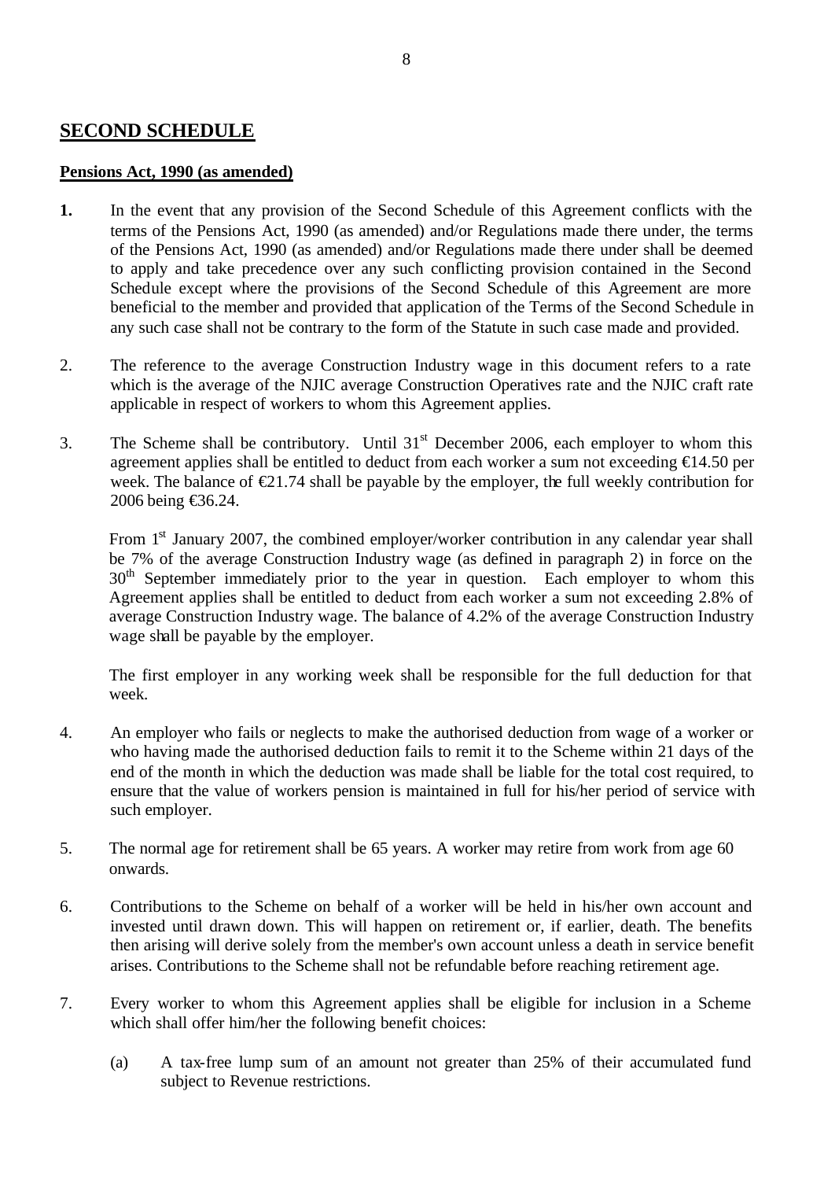## SECOND SCHEDULE

**Pensions Act, 1990 (as amended)**

**1.** In the event that any provision of the Second Schedule of this Agreement conflicts with the terms of the Pensions Act, 1990 (as amended) and/or Regulations made there under, the terms of the Pensions Act, 1990 (as amended) and/or Regulations made there under shall be deemed to apply and take precedence over any such conflicting provision contained in the Second Schedule except where the provisions of the Second Schedule of this Agreement are more beneficial to the member and provided that application of the Terms of the Second Schedule in any such case shall not be contrary to the form of the Statute in such case made and provided.

2. The reference to the average Construction Industry wage in this document refers to a rate which is the average of the NJIC average Construction Operatives rate and the NJIC craft rate applicable in respect of workers to whom this Agreement applies.

3. The Scheme shall be contributory. Until 31st December 2006, each employer to whom this agreement applies shall be entitled to deduct from each worker a sum not exceeding €14.50 per week. The balance of €21.74 shall be payable by the employer, the full weekly contribution for 2006 being €36.24.

   From 1st January 2007, the combined employer/worker contribution in any calendar year shall be 7% of the average Construction Industry wage (as defined in paragraph 2) in force on the 30th September immediately prior to the year in question. Each employer to whom this Agreement applies shall be entitled to deduct from each worker a sum not exceeding 2.8% of average Construction Industry wage. The balance of 4.2% of the average Construction Industry wage shall be payable by the employer.

   The first employer in any working week shall be responsible for the full deduction for that week.

4. An employer who fails or neglects to make the authorised deduction from wage of a worker or who having made the authorised deduction fails to remit it to the Scheme within 21 days of the end of the month in which the deduction was made shall be liable for the total cost required, to ensure that the value of workers pension is maintained in full for his/her period of service with such employer.

5. The normal age for retirement shall be 65 years. A worker may retire from work from age 60 onwards.

6. Contributions to the Scheme on behalf of a worker will be held in his/her own account and invested until drawn down. This will happen on retirement or, if earlier, death. The benefits then arising will derive solely from the member's own account unless a death in service benefit arises. Contributions to the Scheme shall not be refundable before reaching retirement age.

7. Every worker to whom this Agreement applies shall be eligible for inclusion in a Scheme which shall offer him/her the following benefit choices:

   (a) A tax-free lump sum of an amount not greater than 25% of their accumulated fund subject to Revenue restrictions.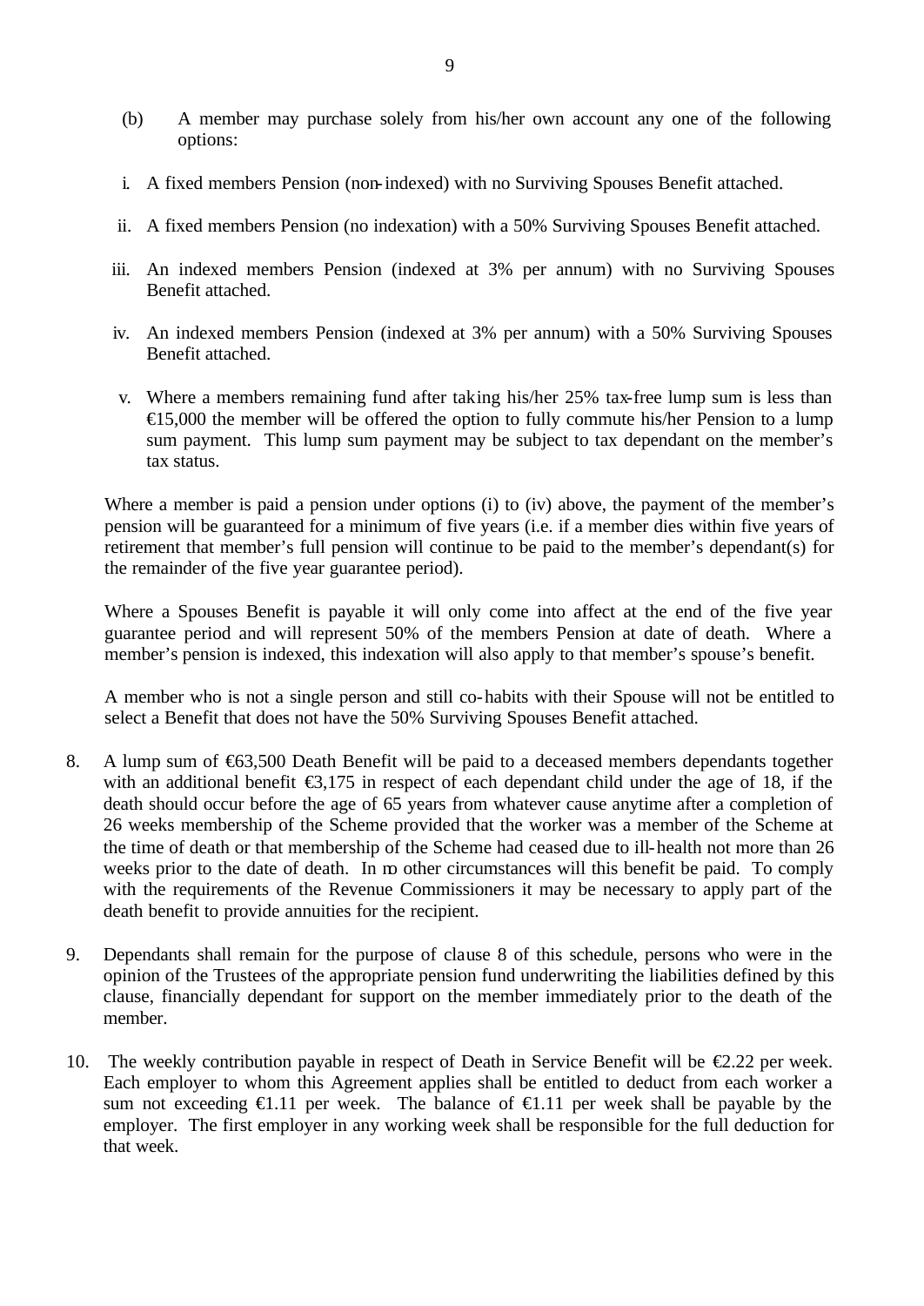(b) A member may purchase solely from his/her own account any one of the following options:

i. A fixed members Pension (non-indexed) with no Surviving Spouses Benefit attached.

ii. A fixed members Pension (no indexation) with a 50% Surviving Spouses Benefit attached.

iii. An indexed members Pension (indexed at 3% per annum) with no Surviving Spouses Benefit attached.

iv. An indexed members Pension (indexed at 3% per annum) with a 50% Surviving Spouses Benefit attached.

v. Where a members remaining fund after taking his/her 25% tax-free lump sum is less than €15,000 the member will be offered the option to fully commute his/her Pension to a lump sum payment. This lump sum payment may be subject to tax dependant on the member's tax status.

Where a member is paid a pension under options (i) to (iv) above, the payment of the member's pension will be guaranteed for a minimum of five years (i.e. if a member dies within five years of retirement that member's full pension will continue to be paid to the member's dependant(s) for the remainder of the five year guarantee period).

Where a Spouses Benefit is payable it will only come into affect at the end of the five year guarantee period and will represent 50% of the members Pension at date of death. Where a member's pension is indexed, this indexation will also apply to that member's spouse's benefit.

A member who is not a single person and still co-habits with their Spouse will not be entitled to select a Benefit that does not have the 50% Surviving Spouses Benefit attached.

8. A lump sum of €63,500 Death Benefit will be paid to a deceased members dependants together with an additional benefit €3,175 in respect of each dependant child under the age of 18, if the death should occur before the age of 65 years from whatever cause anytime after a completion of 26 weeks membership of the Scheme provided that the worker was a member of the Scheme at the time of death or that membership of the Scheme had ceased due to ill-health not more than 26 weeks prior to the date of death. In no other circumstances will this benefit be paid. To comply with the requirements of the Revenue Commissioners it may be necessary to apply part of the death benefit to provide annuities for the recipient.

9. Dependants shall remain for the purpose of clause 8 of this schedule, persons who were in the opinion of the Trustees of the appropriate pension fund underwriting the liabilities defined by this clause, financially dependant for support on the member immediately prior to the death of the member.

10. The weekly contribution payable in respect of Death in Service Benefit will be €2.22 per week. Each employer to whom this Agreement applies shall be entitled to deduct from each worker a sum not exceeding €1.11 per week. The balance of €1.11 per week shall be payable by the employer. The first employer in any working week shall be responsible for the full deduction for that week.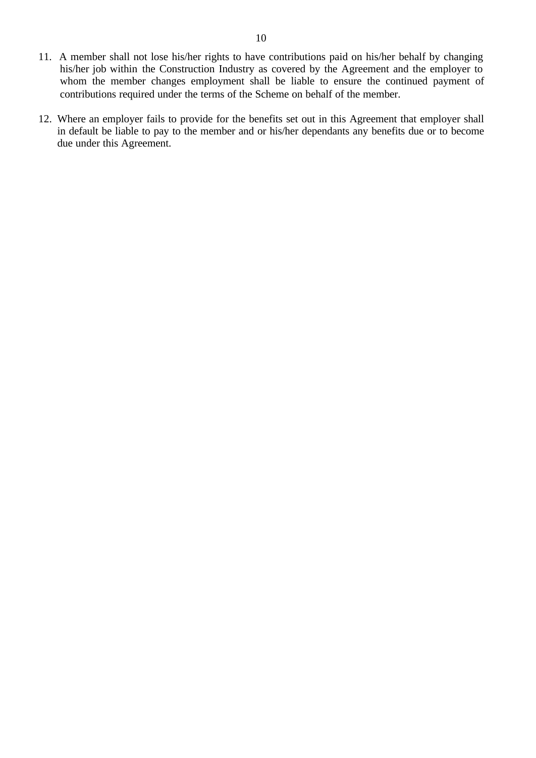11. A member shall not lose his/her rights to have contributions paid on his/her behalf by changing his/her job within the Construction Industry as covered by the Agreement and the employer to whom the member changes employment shall be liable to ensure the continued payment of contributions required under the terms of the Scheme on behalf of the member.

12. Where an employer fails to provide for the benefits set out in this Agreement that employer shall in default be liable to pay to the member and or his/her dependants any benefits due or to become due under this Agreement.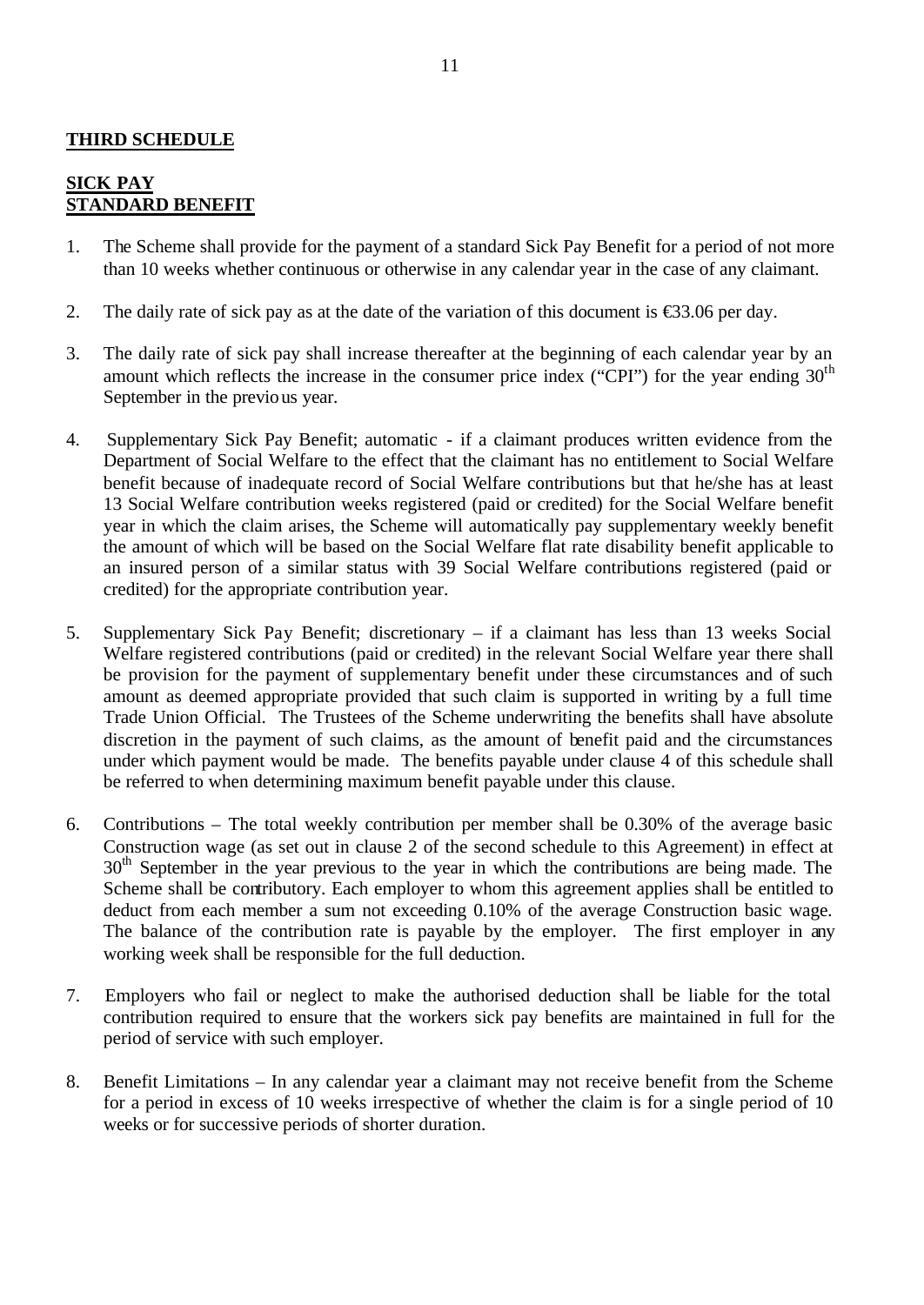## THIRD SCHEDULE

## SICK PAY
## STANDARD BENEFIT

1. The Scheme shall provide for the payment of a standard Sick Pay Benefit for a period of not more than 10 weeks whether continuous or otherwise in any calendar year in the case of any claimant.

2. The daily rate of sick pay as at the date of the variation of this document is €33.06 per day.

3. The daily rate of sick pay shall increase thereafter at the beginning of each calendar year by an amount which reflects the increase in the consumer price index ("CPI") for the year ending 30th September in the previous year.

4. Supplementary Sick Pay Benefit; automatic - if a claimant produces written evidence from the Department of Social Welfare to the effect that the claimant has no entitlement to Social Welfare benefit because of inadequate record of Social Welfare contributions but that he/she has at least 13 Social Welfare contribution weeks registered (paid or credited) for the Social Welfare benefit year in which the claim arises, the Scheme will automatically pay supplementary weekly benefit the amount of which will be based on the Social Welfare flat rate disability benefit applicable to an insured person of a similar status with 39 Social Welfare contributions registered (paid or credited) for the appropriate contribution year.

5. Supplementary Sick Pay Benefit; discretionary – if a claimant has less than 13 weeks Social Welfare registered contributions (paid or credited) in the relevant Social Welfare year there shall be provision for the payment of supplementary benefit under these circumstances and of such amount as deemed appropriate provided that such claim is supported in writing by a full time Trade Union Official. The Trustees of the Scheme underwriting the benefits shall have absolute discretion in the payment of such claims, as the amount of benefit paid and the circumstances under which payment would be made. The benefits payable under clause 4 of this schedule shall be referred to when determining maximum benefit payable under this clause.

6. Contributions – The total weekly contribution per member shall be 0.30% of the average basic Construction wage (as set out in clause 2 of the second schedule to this Agreement) in effect at 30th September in the year previous to the year in which the contributions are being made. The Scheme shall be contributory. Each employer to whom this agreement applies shall be entitled to deduct from each member a sum not exceeding 0.10% of the average Construction basic wage. The balance of the contribution rate is payable by the employer. The first employer in any working week shall be responsible for the full deduction.

7. Employers who fail or neglect to make the authorised deduction shall be liable for the total contribution required to ensure that the workers sick pay benefits are maintained in full for the period of service with such employer.

8. Benefit Limitations – In any calendar year a claimant may not receive benefit from the Scheme for a period in excess of 10 weeks irrespective of whether the claim is for a single period of 10 weeks or for successive periods of shorter duration.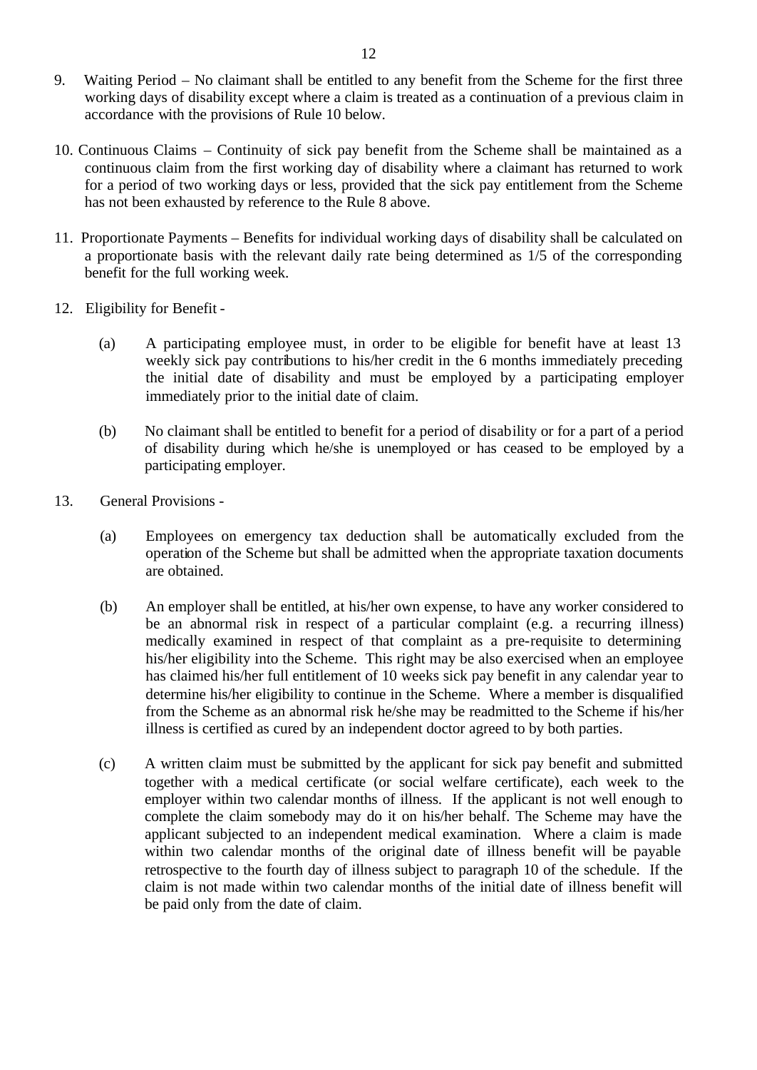9. Waiting Period – No claimant shall be entitled to any benefit from the Scheme for the first three working days of disability except where a claim is treated as a continuation of a previous claim in accordance with the provisions of Rule 10 below.

10. Continuous Claims – Continuity of sick pay benefit from the Scheme shall be maintained as a continuous claim from the first working day of disability where a claimant has returned to work for a period of two working days or less, provided that the sick pay entitlement from the Scheme has not been exhausted by reference to the Rule 8 above.

11. Proportionate Payments – Benefits for individual working days of disability shall be calculated on a proportionate basis with the relevant daily rate being determined as 1/5 of the corresponding benefit for the full working week.

12. Eligibility for Benefit -

    (a) A participating employee must, in order to be eligible for benefit have at least 13 weekly sick pay contributions to his/her credit in the 6 months immediately preceding the initial date of disability and must be employed by a participating employer immediately prior to the initial date of claim.

    (b) No claimant shall be entitled to benefit for a period of disability or for a part of a period of disability during which he/she is unemployed or has ceased to be employed by a participating employer.

13. General Provisions -

    (a) Employees on emergency tax deduction shall be automatically excluded from the operation of the Scheme but shall be admitted when the appropriate taxation documents are obtained.

    (b) An employer shall be entitled, at his/her own expense, to have any worker considered to be an abnormal risk in respect of a particular complaint (e.g. a recurring illness) medically examined in respect of that complaint as a pre-requisite to determining his/her eligibility into the Scheme. This right may be also exercised when an employee has claimed his/her full entitlement of 10 weeks sick pay benefit in any calendar year to determine his/her eligibility to continue in the Scheme. Where a member is disqualified from the Scheme as an abnormal risk he/she may be readmitted to the Scheme if his/her illness is certified as cured by an independent doctor agreed to by both parties.

    (c) A written claim must be submitted by the applicant for sick pay benefit and submitted together with a medical certificate (or social welfare certificate), each week to the employer within two calendar months of illness. If the applicant is not well enough to complete the claim somebody may do it on his/her behalf. The Scheme may have the applicant subjected to an independent medical examination. Where a claim is made within two calendar months of the original date of illness benefit will be payable retrospective to the fourth day of illness subject to paragraph 10 of the schedule. If the claim is not made within two calendar months of the initial date of illness benefit will be paid only from the date of claim.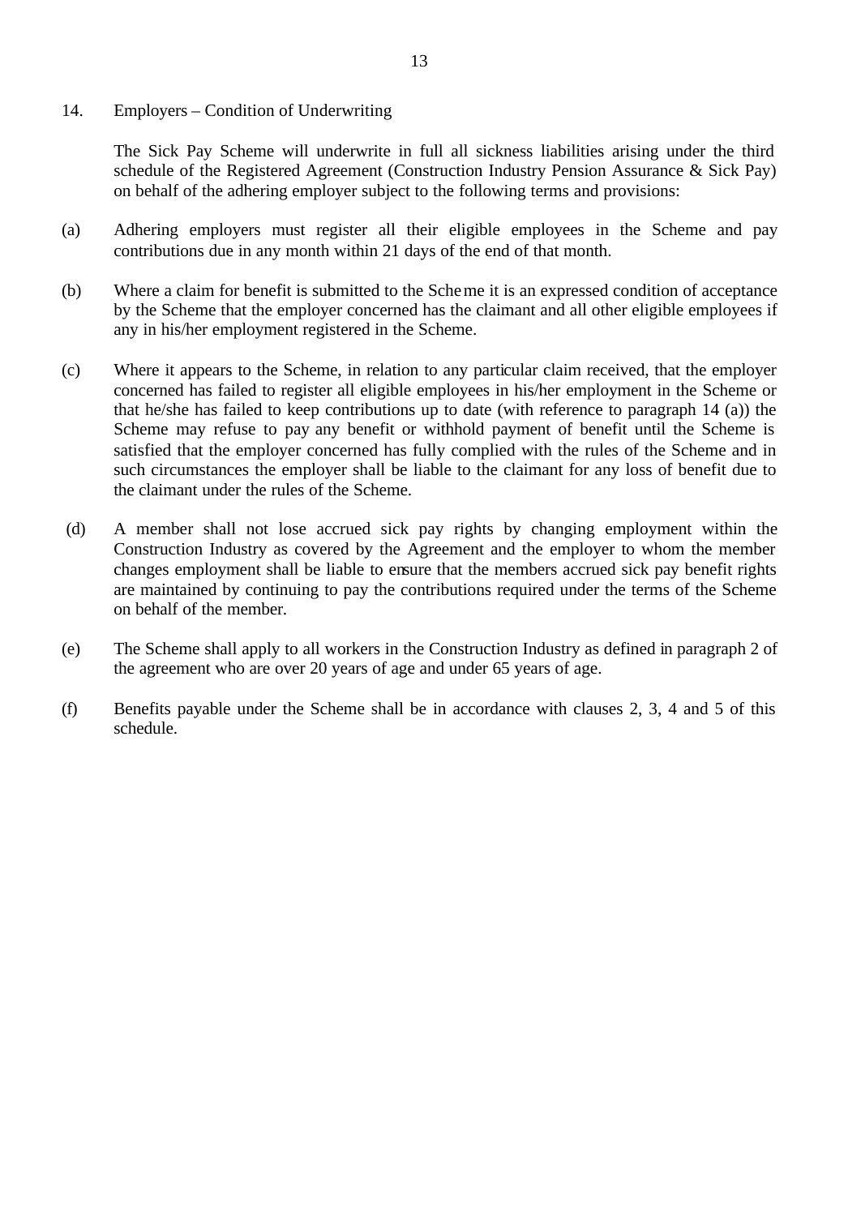14. Employers – Condition of Underwriting

The Sick Pay Scheme will underwrite in full all sickness liabilities arising under the third schedule of the Registered Agreement (Construction Industry Pension Assurance & Sick Pay) on behalf of the adhering employer subject to the following terms and provisions:

(a) Adhering employers must register all their eligible employees in the Scheme and pay contributions due in any month within 21 days of the end of that month.

(b) Where a claim for benefit is submitted to the Scheme it is an expressed condition of acceptance by the Scheme that the employer concerned has the claimant and all other eligible employees if any in his/her employment registered in the Scheme.

(c) Where it appears to the Scheme, in relation to any particular claim received, that the employer concerned has failed to register all eligible employees in his/her employment in the Scheme or that he/she has failed to keep contributions up to date (with reference to paragraph 14 (a)) the Scheme may refuse to pay any benefit or withhold payment of benefit until the Scheme is satisfied that the employer concerned has fully complied with the rules of the Scheme and in such circumstances the employer shall be liable to the claimant for any loss of benefit due to the claimant under the rules of the Scheme.

(d) A member shall not lose accrued sick pay rights by changing employment within the Construction Industry as covered by the Agreement and the employer to whom the member changes employment shall be liable to ensure that the members accrued sick pay benefit rights are maintained by continuing to pay the contributions required under the terms of the Scheme on behalf of the member.

(e) The Scheme shall apply to all workers in the Construction Industry as defined in paragraph 2 of the agreement who are over 20 years of age and under 65 years of age.

(f) Benefits payable under the Scheme shall be in accordance with clauses 2, 3, 4 and 5 of this schedule.